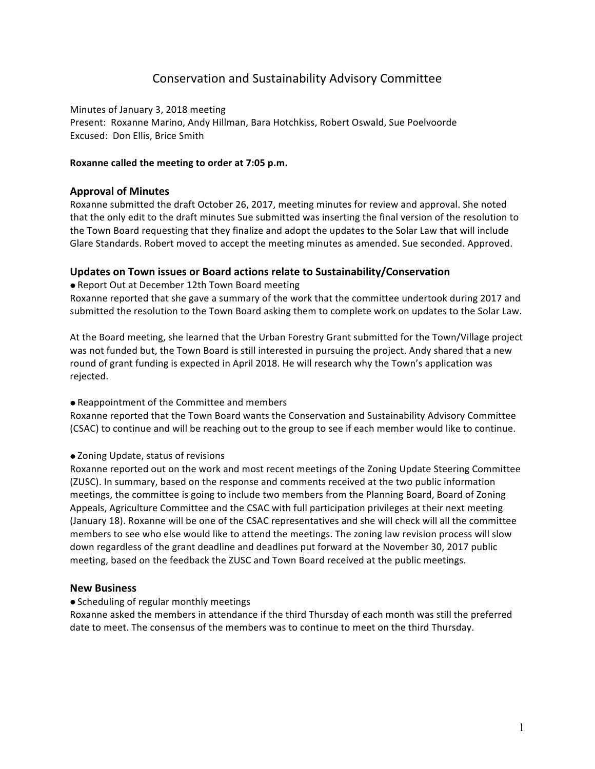# Conservation and Sustainability Advisory Committee

Minutes of January 3, 2018 meeting
Present: Roxanne Marino, Andy Hillman, Bara Hotchkiss, Robert Oswald, Sue Poelvoorde
Excused: Don Ellis, Brice Smith

**Roxanne called the meeting to order at 7:05 p.m.**

## Approval of Minutes

Roxanne submitted the draft October 26, 2017, meeting minutes for review and approval. She noted that the only edit to the draft minutes Sue submitted was inserting the final version of the resolution to the Town Board requesting that they finalize and adopt the updates to the Solar Law that will include Glare Standards. Robert moved to accept the meeting minutes as amended. Sue seconded. Approved.

## Updates on Town issues or Board actions relate to Sustainability/Conservation

- Report Out at December 12th Town Board meeting

Roxanne reported that she gave a summary of the work that the committee undertook during 2017 and submitted the resolution to the Town Board asking them to complete work on updates to the Solar Law.

At the Board meeting, she learned that the Urban Forestry Grant submitted for the Town/Village project was not funded but, the Town Board is still interested in pursuing the project. Andy shared that a new round of grant funding is expected in April 2018. He will research why the Town's application was rejected.

- Reappointment of the Committee and members

Roxanne reported that the Town Board wants the Conservation and Sustainability Advisory Committee (CSAC) to continue and will be reaching out to the group to see if each member would like to continue.

- Zoning Update, status of revisions

Roxanne reported out on the work and most recent meetings of the Zoning Update Steering Committee (ZUSC). In summary, based on the response and comments received at the two public information meetings, the committee is going to include two members from the Planning Board, Board of Zoning Appeals, Agriculture Committee and the CSAC with full participation privileges at their next meeting (January 18). Roxanne will be one of the CSAC representatives and she will check will all the committee members to see who else would like to attend the meetings. The zoning law revision process will slow down regardless of the grant deadline and deadlines put forward at the November 30, 2017 public meeting, based on the feedback the ZUSC and Town Board received at the public meetings.

## New Business

- Scheduling of regular monthly meetings

Roxanne asked the members in attendance if the third Thursday of each month was still the preferred date to meet. The consensus of the members was to continue to meet on the third Thursday.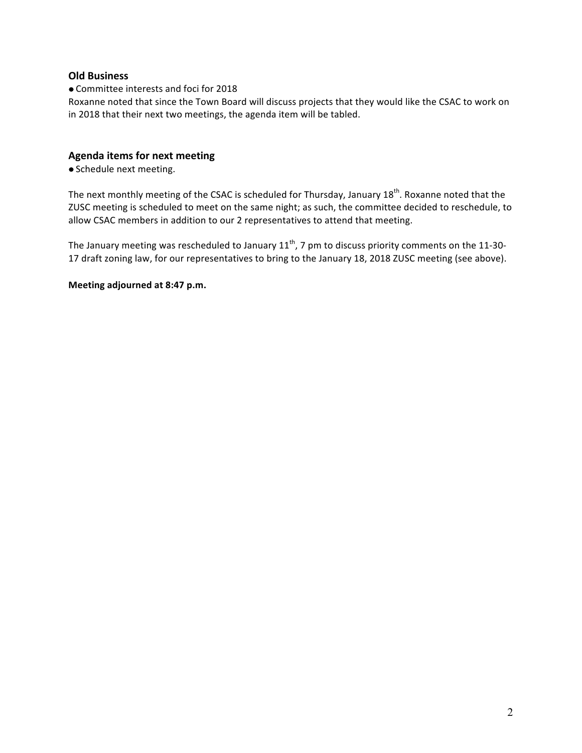## Old Business

- Committee interests and foci for 2018

Roxanne noted that since the Town Board will discuss projects that they would like the CSAC to work on in 2018 that their next two meetings, the agenda item will be tabled.

## Agenda items for next meeting

- Schedule next meeting.

The next monthly meeting of the CSAC is scheduled for Thursday, January 18th. Roxanne noted that the ZUSC meeting is scheduled to meet on the same night; as such, the committee decided to reschedule, to allow CSAC members in addition to our 2 representatives to attend that meeting.

The January meeting was rescheduled to January 11th, 7 pm to discuss priority comments on the 11-30-17 draft zoning law, for our representatives to bring to the January 18, 2018 ZUSC meeting (see above).

**Meeting adjourned at 8:47 p.m.**